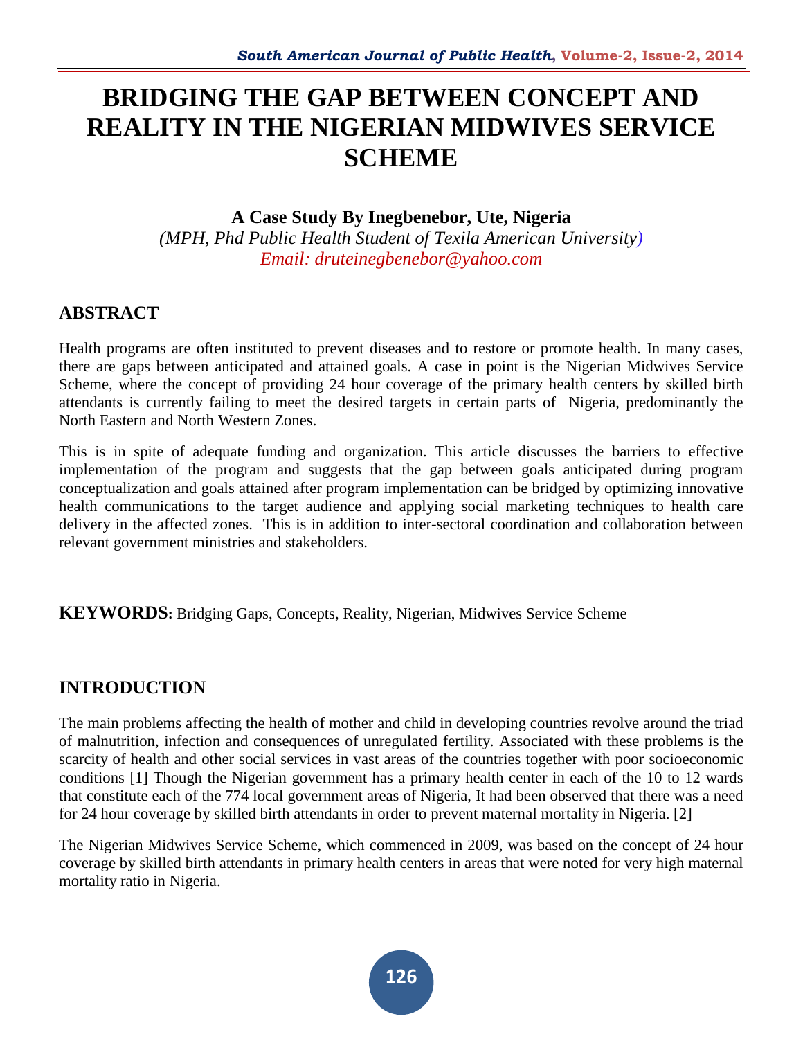# BRIDGING THE GAP BETWEEN CONCEPT AND REALITY IN THE NIGERIAN MIDWIVES SERVICE SCHEME

**A Case Study By Inegbenebor, Ute, Nigeria**

*(MPH, Phd Public Health Student of Texila American University)*

*Email: druteinegbenebor@yahoo.com*

## ABSTRACT

Health programs are often instituted to prevent diseases and to restore or promote health. In many cases, there are gaps between anticipated and attained goals. A case in point is the Nigerian Midwives Service Scheme, where the concept of providing 24 hour coverage of the primary health centers by skilled birth attendants is currently failing to meet the desired targets in certain parts of Nigeria, predominantly the North Eastern and North Western Zones.

This is in spite of adequate funding and organization. This article discusses the barriers to effective implementation of the program and suggests that the gap between goals anticipated during program conceptualization and goals attained after program implementation can be bridged by optimizing innovative health communications to the target audience and applying social marketing techniques to health care delivery in the affected zones. This is in addition to inter-sectoral coordination and collaboration between relevant government ministries and stakeholders.

**KEYWORDS:** Bridging Gaps, Concepts, Reality, Nigerian, Midwives Service Scheme

## INTRODUCTION

The main problems affecting the health of mother and child in developing countries revolve around the triad of malnutrition, infection and consequences of unregulated fertility. Associated with these problems is the scarcity of health and other social services in vast areas of the countries together with poor socioeconomic conditions [1] Though the Nigerian government has a primary health center in each of the 10 to 12 wards that constitute each of the 774 local government areas of Nigeria, It had been observed that there was a need for 24 hour coverage by skilled birth attendants in order to prevent maternal mortality in Nigeria. [2]

The Nigerian Midwives Service Scheme, which commenced in 2009, was based on the concept of 24 hour coverage by skilled birth attendants in primary health centers in areas that were noted for very high maternal mortality ratio in Nigeria.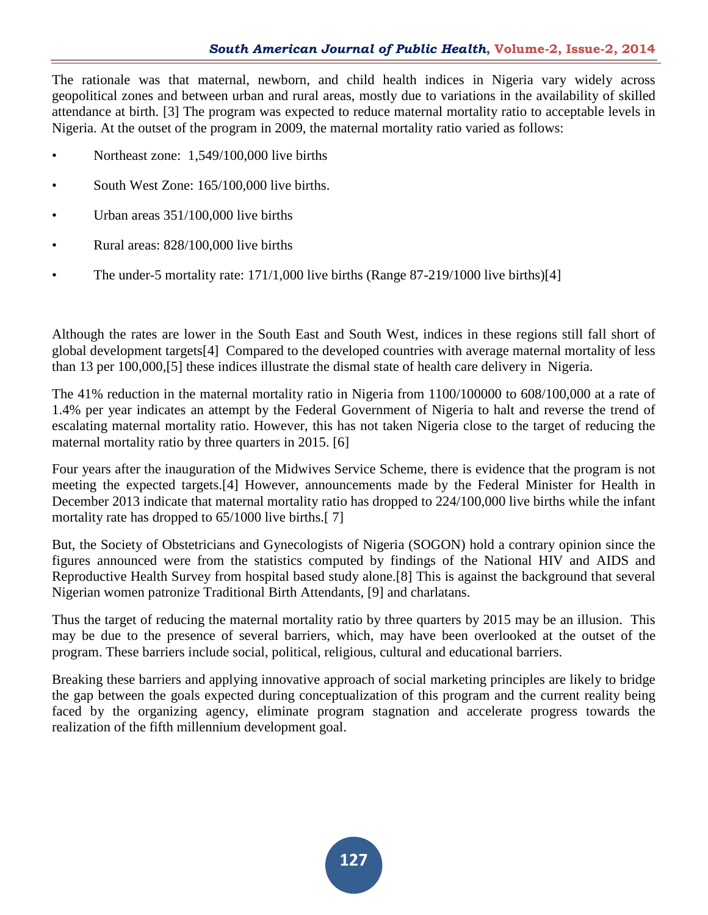The rationale was that maternal, newborn, and child health indices in Nigeria vary widely across geopolitical zones and between urban and rural areas, mostly due to variations in the availability of skilled attendance at birth. [3] The program was expected to reduce maternal mortality ratio to acceptable levels in Nigeria. At the outset of the program in 2009, the maternal mortality ratio varied as follows:

- Northeast zone: 1,549/100,000 live births
- South West Zone: 165/100,000 live births.
- Urban areas 351/100,000 live births
- Rural areas: 828/100,000 live births
- The under-5 mortality rate: 171/1,000 live births (Range 87-219/1000 live births)[4]

Although the rates are lower in the South East and South West, indices in these regions still fall short of global development targets[4] Compared to the developed countries with average maternal mortality of less than 13 per 100,000,[5] these indices illustrate the dismal state of health care delivery in Nigeria.

The 41% reduction in the maternal mortality ratio in Nigeria from 1100/100000 to 608/100,000 at a rate of 1.4% per year indicates an attempt by the Federal Government of Nigeria to halt and reverse the trend of escalating maternal mortality ratio. However, this has not taken Nigeria close to the target of reducing the maternal mortality ratio by three quarters in 2015. [6]

Four years after the inauguration of the Midwives Service Scheme, there is evidence that the program is not meeting the expected targets.[4] However, announcements made by the Federal Minister for Health in December 2013 indicate that maternal mortality ratio has dropped to 224/100,000 live births while the infant mortality rate has dropped to 65/1000 live births.[ 7]

But, the Society of Obstetricians and Gynecologists of Nigeria (SOGON) hold a contrary opinion since the figures announced were from the statistics computed by findings of the National HIV and AIDS and Reproductive Health Survey from hospital based study alone.[8] This is against the background that several Nigerian women patronize Traditional Birth Attendants, [9] and charlatans.

Thus the target of reducing the maternal mortality ratio by three quarters by 2015 may be an illusion. This may be due to the presence of several barriers, which, may have been overlooked at the outset of the program. These barriers include social, political, religious, cultural and educational barriers.

Breaking these barriers and applying innovative approach of social marketing principles are likely to bridge the gap between the goals expected during conceptualization of this program and the current reality being faced by the organizing agency, eliminate program stagnation and accelerate progress towards the realization of the fifth millennium development goal.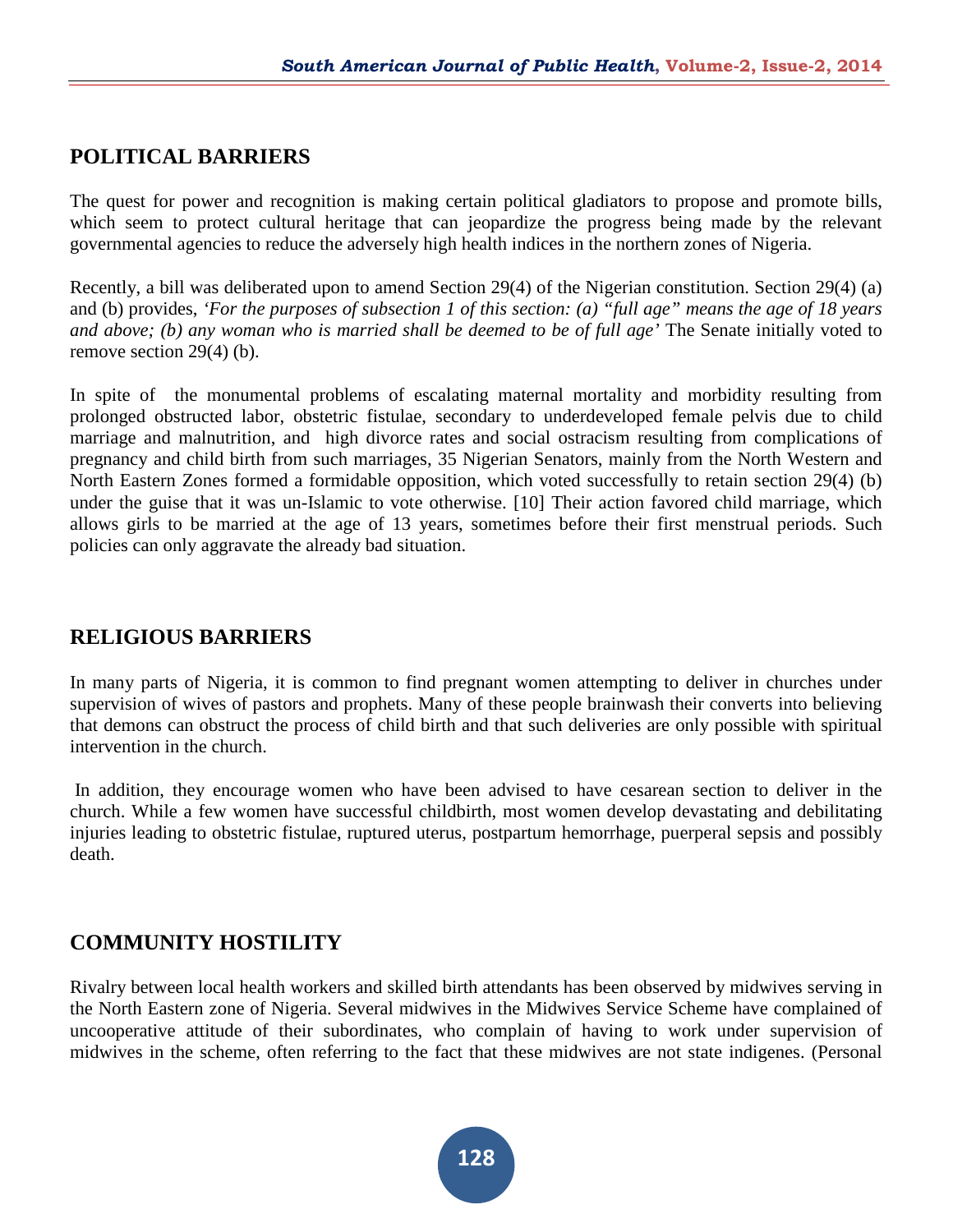## POLITICAL BARRIERS

The quest for power and recognition is making certain political gladiators to propose and promote bills, which seem to protect cultural heritage that can jeopardize the progress being made by the relevant governmental agencies to reduce the adversely high health indices in the northern zones of Nigeria.

Recently, a bill was deliberated upon to amend Section 29(4) of the Nigerian constitution. Section 29(4) (a) and (b) provides, *'For the purposes of subsection 1 of this section: (a) "full age" means the age of 18 years and above; (b) any woman who is married shall be deemed to be of full age'* The Senate initially voted to remove section 29(4) (b).

In spite of the monumental problems of escalating maternal mortality and morbidity resulting from prolonged obstructed labor, obstetric fistulae, secondary to underdeveloped female pelvis due to child marriage and malnutrition, and high divorce rates and social ostracism resulting from complications of pregnancy and child birth from such marriages, 35 Nigerian Senators, mainly from the North Western and North Eastern Zones formed a formidable opposition, which voted successfully to retain section 29(4) (b) under the guise that it was un-Islamic to vote otherwise. [10] Their action favored child marriage, which allows girls to be married at the age of 13 years, sometimes before their first menstrual periods. Such policies can only aggravate the already bad situation.

## RELIGIOUS BARRIERS

In many parts of Nigeria, it is common to find pregnant women attempting to deliver in churches under supervision of wives of pastors and prophets. Many of these people brainwash their converts into believing that demons can obstruct the process of child birth and that such deliveries are only possible with spiritual intervention in the church.

In addition, they encourage women who have been advised to have cesarean section to deliver in the church. While a few women have successful childbirth, most women develop devastating and debilitating injuries leading to obstetric fistulae, ruptured uterus, postpartum hemorrhage, puerperal sepsis and possibly death.

## COMMUNITY HOSTILITY

Rivalry between local health workers and skilled birth attendants has been observed by midwives serving in the North Eastern zone of Nigeria. Several midwives in the Midwives Service Scheme have complained of uncooperative attitude of their subordinates, who complain of having to work under supervision of midwives in the scheme, often referring to the fact that these midwives are not state indigenes. (Personal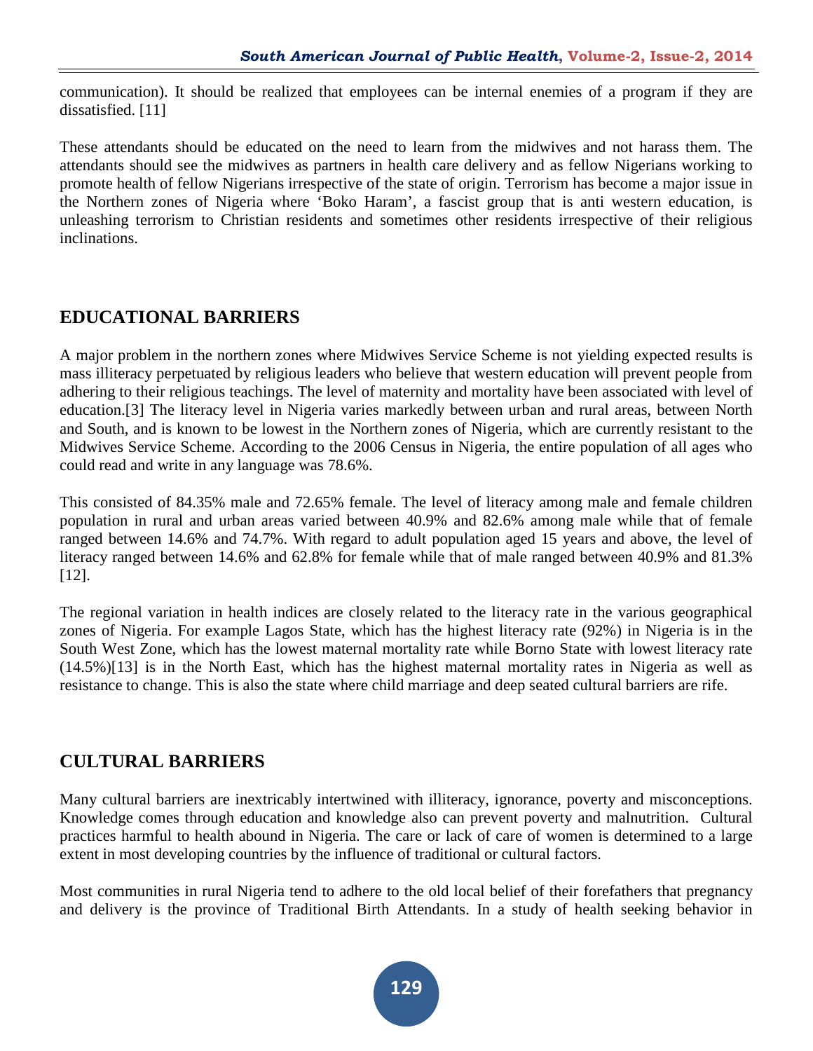communication). It should be realized that employees can be internal enemies of a program if they are dissatisfied. [11]

These attendants should be educated on the need to learn from the midwives and not harass them. The attendants should see the midwives as partners in health care delivery and as fellow Nigerians working to promote health of fellow Nigerians irrespective of the state of origin. Terrorism has become a major issue in the Northern zones of Nigeria where 'Boko Haram', a fascist group that is anti western education, is unleashing terrorism to Christian residents and sometimes other residents irrespective of their religious inclinations.

## EDUCATIONAL BARRIERS

A major problem in the northern zones where Midwives Service Scheme is not yielding expected results is mass illiteracy perpetuated by religious leaders who believe that western education will prevent people from adhering to their religious teachings. The level of maternity and mortality have been associated with level of education.[3] The literacy level in Nigeria varies markedly between urban and rural areas, between North and South, and is known to be lowest in the Northern zones of Nigeria, which are currently resistant to the Midwives Service Scheme. According to the 2006 Census in Nigeria, the entire population of all ages who could read and write in any language was 78.6%.

This consisted of 84.35% male and 72.65% female. The level of literacy among male and female children population in rural and urban areas varied between 40.9% and 82.6% among male while that of female ranged between 14.6% and 74.7%. With regard to adult population aged 15 years and above, the level of literacy ranged between 14.6% and 62.8% for female while that of male ranged between 40.9% and 81.3% [12].

The regional variation in health indices are closely related to the literacy rate in the various geographical zones of Nigeria. For example Lagos State, which has the highest literacy rate (92%) in Nigeria is in the South West Zone, which has the lowest maternal mortality rate while Borno State with lowest literacy rate (14.5%)[13] is in the North East, which has the highest maternal mortality rates in Nigeria as well as resistance to change. This is also the state where child marriage and deep seated cultural barriers are rife.

## CULTURAL BARRIERS

Many cultural barriers are inextricably intertwined with illiteracy, ignorance, poverty and misconceptions. Knowledge comes through education and knowledge also can prevent poverty and malnutrition. Cultural practices harmful to health abound in Nigeria. The care or lack of care of women is determined to a large extent in most developing countries by the influence of traditional or cultural factors.

Most communities in rural Nigeria tend to adhere to the old local belief of their forefathers that pregnancy and delivery is the province of Traditional Birth Attendants. In a study of health seeking behavior in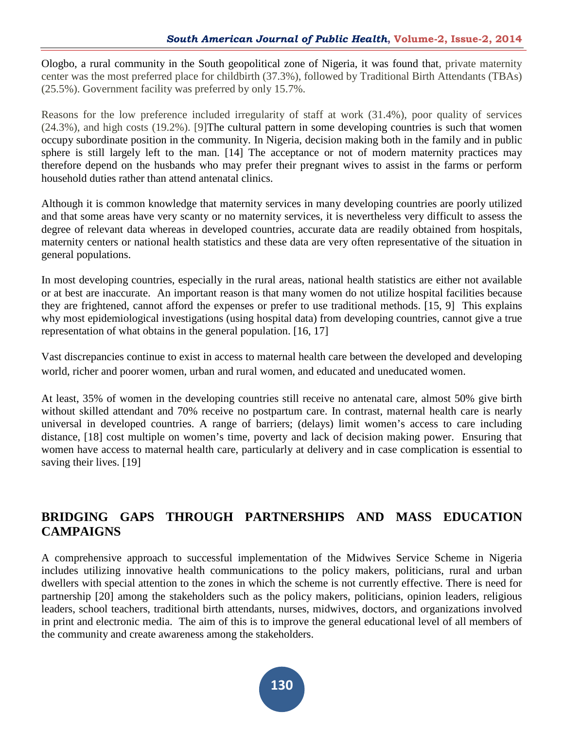Ologbo, a rural community in the South geopolitical zone of Nigeria, it was found that, private maternity center was the most preferred place for childbirth (37.3%), followed by Traditional Birth Attendants (TBAs) (25.5%). Government facility was preferred by only 15.7%.

Reasons for the low preference included irregularity of staff at work (31.4%), poor quality of services (24.3%), and high costs (19.2%). [9]The cultural pattern in some developing countries is such that women occupy subordinate position in the community. In Nigeria, decision making both in the family and in public sphere is still largely left to the man. [14] The acceptance or not of modern maternity practices may therefore depend on the husbands who may prefer their pregnant wives to assist in the farms or perform household duties rather than attend antenatal clinics.

Although it is common knowledge that maternity services in many developing countries are poorly utilized and that some areas have very scanty or no maternity services, it is nevertheless very difficult to assess the degree of relevant data whereas in developed countries, accurate data are readily obtained from hospitals, maternity centers or national health statistics and these data are very often representative of the situation in general populations.

In most developing countries, especially in the rural areas, national health statistics are either not available or at best are inaccurate. An important reason is that many women do not utilize hospital facilities because they are frightened, cannot afford the expenses or prefer to use traditional methods. [15, 9] This explains why most epidemiological investigations (using hospital data) from developing countries, cannot give a true representation of what obtains in the general population. [16, 17]

Vast discrepancies continue to exist in access to maternal health care between the developed and developing world, richer and poorer women, urban and rural women, and educated and uneducated women.

At least, 35% of women in the developing countries still receive no antenatal care, almost 50% give birth without skilled attendant and 70% receive no postpartum care. In contrast, maternal health care is nearly universal in developed countries. A range of barriers; (delays) limit women's access to care including distance, [18] cost multiple on women's time, poverty and lack of decision making power. Ensuring that women have access to maternal health care, particularly at delivery and in case complication is essential to saving their lives. [19]

## BRIDGING GAPS THROUGH PARTNERSHIPS AND MASS EDUCATION CAMPAIGNS

A comprehensive approach to successful implementation of the Midwives Service Scheme in Nigeria includes utilizing innovative health communications to the policy makers, politicians, rural and urban dwellers with special attention to the zones in which the scheme is not currently effective. There is need for partnership [20] among the stakeholders such as the policy makers, politicians, opinion leaders, religious leaders, school teachers, traditional birth attendants, nurses, midwives, doctors, and organizations involved in print and electronic media. The aim of this is to improve the general educational level of all members of the community and create awareness among the stakeholders.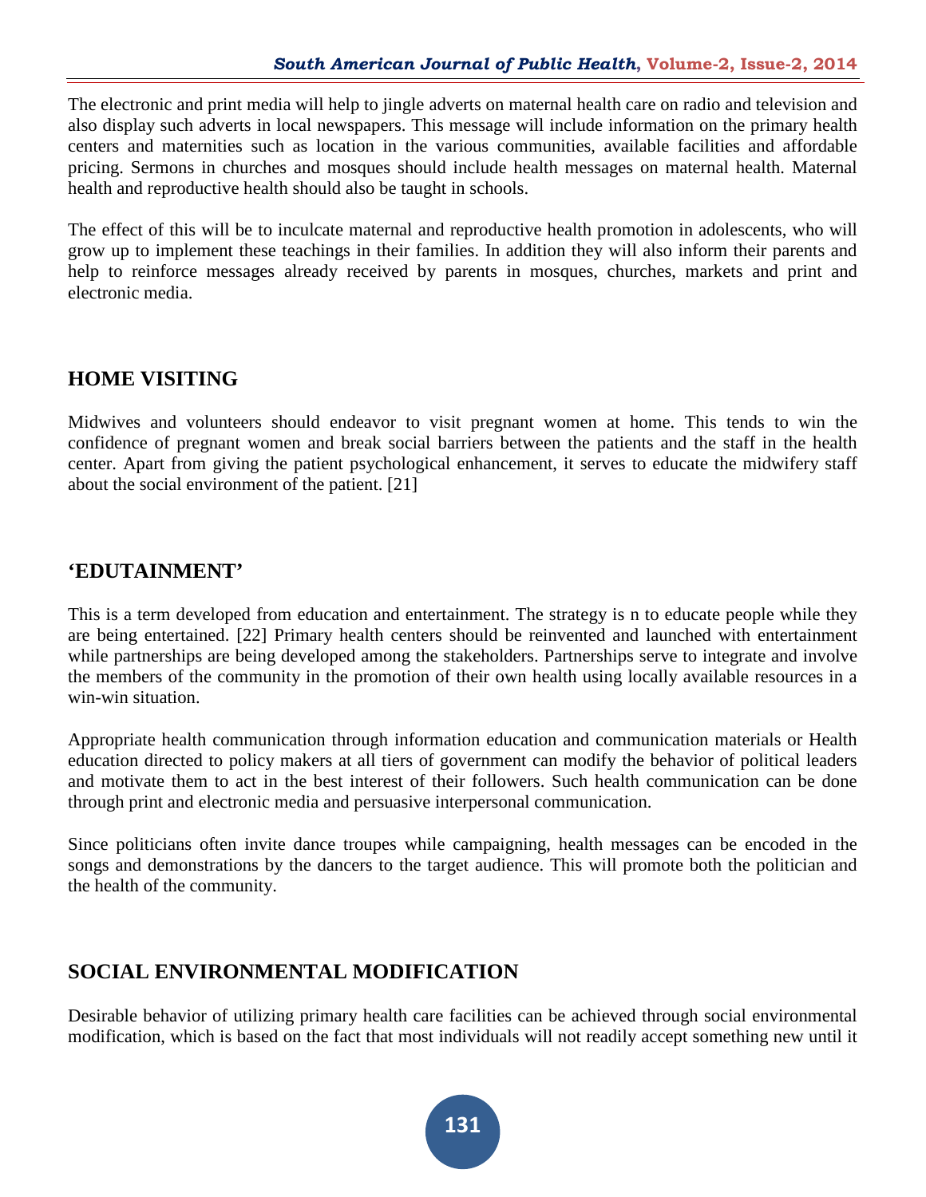The electronic and print media will help to jingle adverts on maternal health care on radio and television and also display such adverts in local newspapers. This message will include information on the primary health centers and maternities such as location in the various communities, available facilities and affordable pricing. Sermons in churches and mosques should include health messages on maternal health. Maternal health and reproductive health should also be taught in schools.

The effect of this will be to inculcate maternal and reproductive health promotion in adolescents, who will grow up to implement these teachings in their families. In addition they will also inform their parents and help to reinforce messages already received by parents in mosques, churches, markets and print and electronic media.

## HOME VISITING

Midwives and volunteers should endeavor to visit pregnant women at home. This tends to win the confidence of pregnant women and break social barriers between the patients and the staff in the health center. Apart from giving the patient psychological enhancement, it serves to educate the midwifery staff about the social environment of the patient. [21]

## 'EDUTAINMENT'

This is a term developed from education and entertainment. The strategy is n to educate people while they are being entertained. [22] Primary health centers should be reinvented and launched with entertainment while partnerships are being developed among the stakeholders. Partnerships serve to integrate and involve the members of the community in the promotion of their own health using locally available resources in a win-win situation.

Appropriate health communication through information education and communication materials or Health education directed to policy makers at all tiers of government can modify the behavior of political leaders and motivate them to act in the best interest of their followers. Such health communication can be done through print and electronic media and persuasive interpersonal communication.

Since politicians often invite dance troupes while campaigning, health messages can be encoded in the songs and demonstrations by the dancers to the target audience. This will promote both the politician and the health of the community.

## SOCIAL ENVIRONMENTAL MODIFICATION

Desirable behavior of utilizing primary health care facilities can be achieved through social environmental modification, which is based on the fact that most individuals will not readily accept something new until it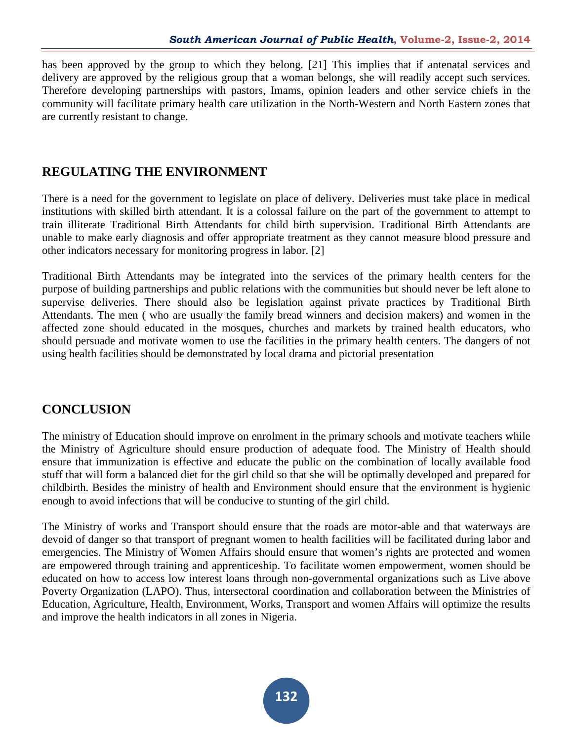has been approved by the group to which they belong. [21] This implies that if antenatal services and delivery are approved by the religious group that a woman belongs, she will readily accept such services. Therefore developing partnerships with pastors, Imams, opinion leaders and other service chiefs in the community will facilitate primary health care utilization in the North-Western and North Eastern zones that are currently resistant to change.

## REGULATING THE ENVIRONMENT

There is a need for the government to legislate on place of delivery. Deliveries must take place in medical institutions with skilled birth attendant. It is a colossal failure on the part of the government to attempt to train illiterate Traditional Birth Attendants for child birth supervision. Traditional Birth Attendants are unable to make early diagnosis and offer appropriate treatment as they cannot measure blood pressure and other indicators necessary for monitoring progress in labor. [2]

Traditional Birth Attendants may be integrated into the services of the primary health centers for the purpose of building partnerships and public relations with the communities but should never be left alone to supervise deliveries. There should also be legislation against private practices by Traditional Birth Attendants. The men ( who are usually the family bread winners and decision makers) and women in the affected zone should educated in the mosques, churches and markets by trained health educators, who should persuade and motivate women to use the facilities in the primary health centers. The dangers of not using health facilities should be demonstrated by local drama and pictorial presentation

## CONCLUSION

The ministry of Education should improve on enrolment in the primary schools and motivate teachers while the Ministry of Agriculture should ensure production of adequate food. The Ministry of Health should ensure that immunization is effective and educate the public on the combination of locally available food stuff that will form a balanced diet for the girl child so that she will be optimally developed and prepared for childbirth. Besides the ministry of health and Environment should ensure that the environment is hygienic enough to avoid infections that will be conducive to stunting of the girl child.

The Ministry of works and Transport should ensure that the roads are motor-able and that waterways are devoid of danger so that transport of pregnant women to health facilities will be facilitated during labor and emergencies. The Ministry of Women Affairs should ensure that women's rights are protected and women are empowered through training and apprenticeship. To facilitate women empowerment, women should be educated on how to access low interest loans through non-governmental organizations such as Live above Poverty Organization (LAPO). Thus, intersectoral coordination and collaboration between the Ministries of Education, Agriculture, Health, Environment, Works, Transport and women Affairs will optimize the results and improve the health indicators in all zones in Nigeria.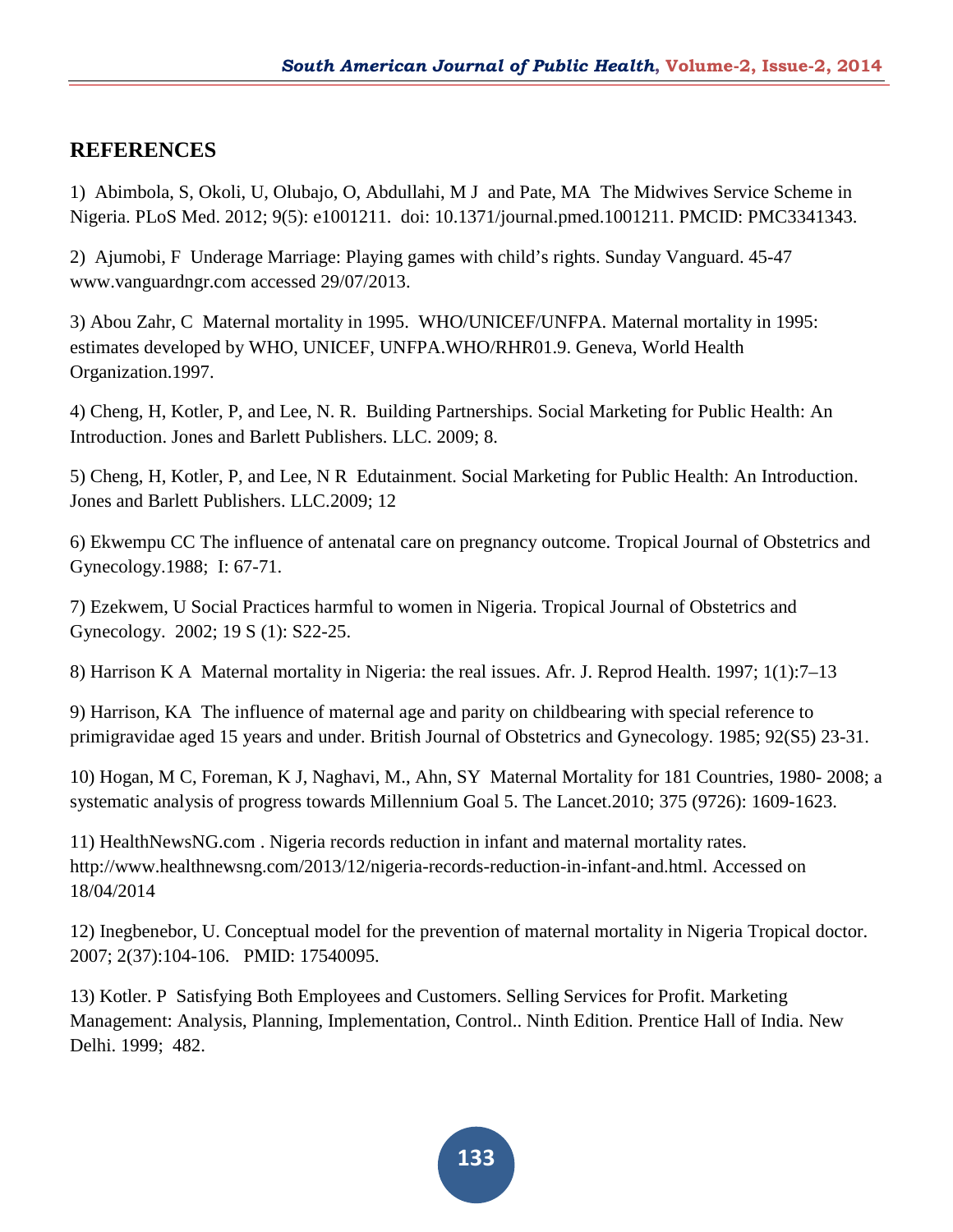## REFERENCES

1) Abimbola, S, Okoli, U, Olubajo, O, Abdullahi, M J and Pate, MA The Midwives Service Scheme in Nigeria. PLoS Med. 2012; 9(5): e1001211. doi: 10.1371/journal.pmed.1001211. PMCID: PMC3341343.

2) Ajumobi, F Underage Marriage: Playing games with child's rights. Sunday Vanguard. 45-47 www.vanguardngr.com accessed 29/07/2013.

3) Abou Zahr, C Maternal mortality in 1995. WHO/UNICEF/UNFPA. Maternal mortality in 1995: estimates developed by WHO, UNICEF, UNFPA.WHO/RHR01.9. Geneva, World Health Organization.1997.

4) Cheng, H, Kotler, P, and Lee, N. R. Building Partnerships. Social Marketing for Public Health: An Introduction. Jones and Barlett Publishers. LLC. 2009; 8.

5) Cheng, H, Kotler, P, and Lee, N R Edutainment. Social Marketing for Public Health: An Introduction. Jones and Barlett Publishers. LLC.2009; 12

6) Ekwempu CC The influence of antenatal care on pregnancy outcome. Tropical Journal of Obstetrics and Gynecology.1988; I: 67-71.

7) Ezekwem, U Social Practices harmful to women in Nigeria. Tropical Journal of Obstetrics and Gynecology. 2002; 19 S (1): S22-25.

8) Harrison K A Maternal mortality in Nigeria: the real issues. Afr. J. Reprod Health. 1997; 1(1):7–13

9) Harrison, KA The influence of maternal age and parity on childbearing with special reference to primigravidae aged 15 years and under. British Journal of Obstetrics and Gynecology. 1985; 92(S5) 23-31.

10) Hogan, M C, Foreman, K J, Naghavi, M., Ahn, SY Maternal Mortality for 181 Countries, 1980- 2008; a systematic analysis of progress towards Millennium Goal 5. The Lancet.2010; 375 (9726): 1609-1623.

11) HealthNewsNG.com . Nigeria records reduction in infant and maternal mortality rates. http://www.healthnewsng.com/2013/12/nigeria-records-reduction-in-infant-and.html. Accessed on 18/04/2014

12) Inegbenebor, U. Conceptual model for the prevention of maternal mortality in Nigeria Tropical doctor. 2007; 2(37):104-106. PMID: 17540095.

13) Kotler. P Satisfying Both Employees and Customers. Selling Services for Profit. Marketing Management: Analysis, Planning, Implementation, Control.. Ninth Edition. Prentice Hall of India. New Delhi. 1999; 482.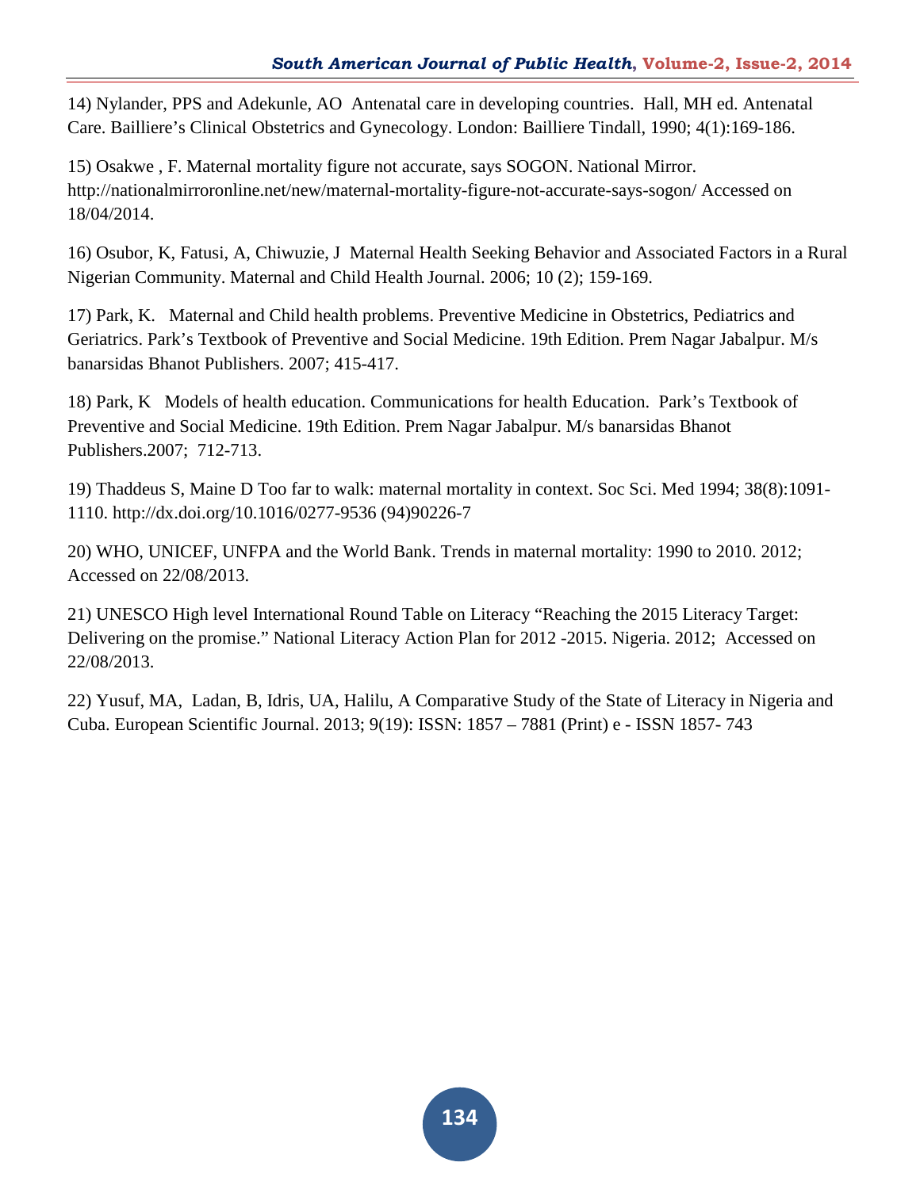14) Nylander, PPS and Adekunle, AO Antenatal care in developing countries. Hall, MH ed. Antenatal Care. Bailliere's Clinical Obstetrics and Gynecology. London: Bailliere Tindall, 1990; 4(1):169-186.

15) Osakwe , F. Maternal mortality figure not accurate, says SOGON. National Mirror. http://nationalmirroronline.net/new/maternal-mortality-figure-not-accurate-says-sogon/ Accessed on 18/04/2014.

16) Osubor, K, Fatusi, A, Chiwuzie, J Maternal Health Seeking Behavior and Associated Factors in a Rural Nigerian Community. Maternal and Child Health Journal. 2006; 10 (2); 159-169.

17) Park, K. Maternal and Child health problems. Preventive Medicine in Obstetrics, Pediatrics and Geriatrics. Park's Textbook of Preventive and Social Medicine. 19th Edition. Prem Nagar Jabalpur. M/s banarsidas Bhanot Publishers. 2007; 415-417.

18) Park, K Models of health education. Communications for health Education. Park's Textbook of Preventive and Social Medicine. 19th Edition. Prem Nagar Jabalpur. M/s banarsidas Bhanot Publishers.2007; 712-713.

19) Thaddeus S, Maine D Too far to walk: maternal mortality in context. Soc Sci. Med 1994; 38(8):1091-1110. http://dx.doi.org/10.1016/0277-9536 (94)90226-7

20) WHO, UNICEF, UNFPA and the World Bank. Trends in maternal mortality: 1990 to 2010. 2012; Accessed on 22/08/2013.

21) UNESCO High level International Round Table on Literacy "Reaching the 2015 Literacy Target: Delivering on the promise." National Literacy Action Plan for 2012 -2015. Nigeria. 2012; Accessed on 22/08/2013.

22) Yusuf, MA, Ladan, B, Idris, UA, Halilu, A Comparative Study of the State of Literacy in Nigeria and Cuba. European Scientific Journal. 2013; 9(19): ISSN: 1857 – 7881 (Print) e - ISSN 1857- 743